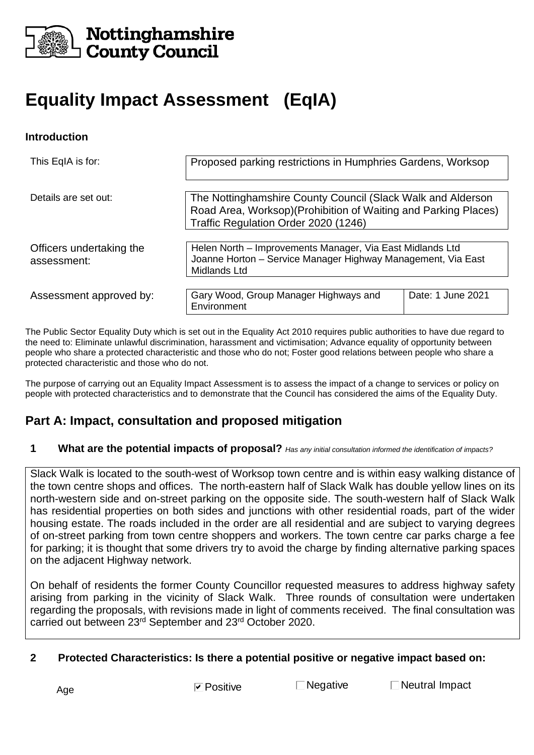Nottinghamshire County Council

# Equality Impact Assessment (EqIA)

### Introduction

| | | |
|---|---|---|
| This EqIA is for: | Proposed parking restrictions in Humphries Gardens, Worksop | |
| Details are set out: | The Nottinghamshire County Council (Slack Walk and Alderson Road Area, Worksop)(Prohibition of Waiting and Parking Places) Traffic Regulation Order 2020 (1246) | |
| Officers undertaking the assessment: | Helen North – Improvements Manager, Via East Midlands Ltd<br>Joanne Horton – Service Manager Highway Management, Via East Midlands Ltd | |
| Assessment approved by: | Gary Wood, Group Manager Highways and Environment | Date: 1 June 2021 |

The Public Sector Equality Duty which is set out in the Equality Act 2010 requires public authorities to have due regard to the need to: Eliminate unlawful discrimination, harassment and victimisation; Advance equality of opportunity between people who share a protected characteristic and those who do not; Foster good relations between people who share a protected characteristic and those who do not.

The purpose of carrying out an Equality Impact Assessment is to assess the impact of a change to services or policy on people with protected characteristics and to demonstrate that the Council has considered the aims of the Equality Duty.

## Part A: Impact, consultation and proposed mitigation

**1 What are the potential impacts of proposal?** *Has any initial consultation informed the identification of impacts?*

Slack Walk is located to the south-west of Worksop town centre and is within easy walking distance of the town centre shops and offices. The north-eastern half of Slack Walk has double yellow lines on its north-western side and on-street parking on the opposite side. The south-western half of Slack Walk has residential properties on both sides and junctions with other residential roads, part of the wider housing estate. The roads included in the order are all residential and are subject to varying degrees of on-street parking from town centre shoppers and workers. The town centre car parks charge a fee for parking; it is thought that some drivers try to avoid the charge by finding alternative parking spaces on the adjacent Highway network.

On behalf of residents the former County Councillor requested measures to address highway safety arising from parking in the vicinity of Slack Walk. Three rounds of consultation were undertaken regarding the proposals, with revisions made in light of comments received. The final consultation was carried out between 23rd September and 23rd October 2020.

**2 Protected Characteristics: Is there a potential positive or negative impact based on:**

| | | | |
|---|---|---|---|
| Age | ☑ Positive | ☐ Negative | ☐ Neutral Impact |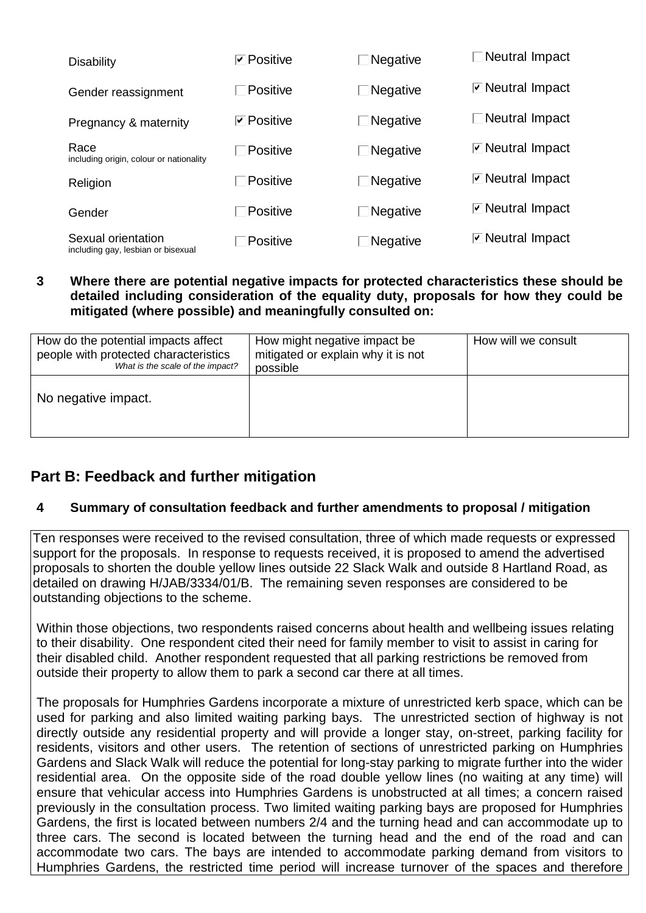| | | | |
|---|---|---|---|
| Disability | ☑ Positive | ☐ Negative | ☐ Neutral Impact |
| Gender reassignment | ☐ Positive | ☐ Negative | ☑ Neutral Impact |
| Pregnancy & maternity | ☑ Positive | ☐ Negative | ☐ Neutral Impact |
| Race<br>including origin, colour or nationality | ☐ Positive | ☐ Negative | ☑ Neutral Impact |
| Religion | ☐ Positive | ☐ Negative | ☑ Neutral Impact |
| Gender | ☐ Positive | ☐ Negative | ☑ Neutral Impact |
| Sexual orientation<br>including gay, lesbian or bisexual | ☐ Positive | ☐ Negative | ☑ Neutral Impact |

**3 Where there are potential negative impacts for protected characteristics these should be detailed including consideration of the equality duty, proposals for how they could be mitigated (where possible) and meaningfully consulted on:**

| How do the potential impacts affect people with protected characteristics<br>*What is the scale of the impact?* | How might negative impact be mitigated or explain why it is not possible | How will we consult |
|---|---|---|
| No negative impact. | | |

## Part B: Feedback and further mitigation

**4 Summary of consultation feedback and further amendments to proposal / mitigation**

Ten responses were received to the revised consultation, three of which made requests or expressed support for the proposals. In response to requests received, it is proposed to amend the advertised proposals to shorten the double yellow lines outside 22 Slack Walk and outside 8 Hartland Road, as detailed on drawing H/JAB/3334/01/B. The remaining seven responses are considered to be outstanding objections to the scheme.

Within those objections, two respondents raised concerns about health and wellbeing issues relating to their disability. One respondent cited their need for family member to visit to assist in caring for their disabled child. Another respondent requested that all parking restrictions be removed from outside their property to allow them to park a second car there at all times.

The proposals for Humphries Gardens incorporate a mixture of unrestricted kerb space, which can be used for parking and also limited waiting parking bays. The unrestricted section of highway is not directly outside any residential property and will provide a longer stay, on-street, parking facility for residents, visitors and other users. The retention of sections of unrestricted parking on Humphries Gardens and Slack Walk will reduce the potential for long-stay parking to migrate further into the wider residential area. On the opposite side of the road double yellow lines (no waiting at any time) will ensure that vehicular access into Humphries Gardens is unobstructed at all times; a concern raised previously in the consultation process. Two limited waiting parking bays are proposed for Humphries Gardens, the first is located between numbers 2/4 and the turning head and can accommodate up to three cars. The second is located between the turning head and the end of the road and can accommodate two cars. The bays are intended to accommodate parking demand from visitors to Humphries Gardens, the restricted time period will increase turnover of the spaces and therefore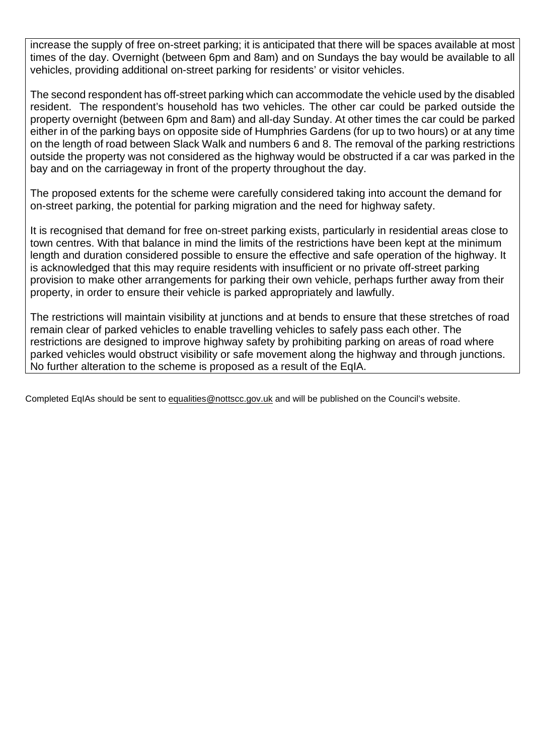increase the supply of free on-street parking; it is anticipated that there will be spaces available at most times of the day. Overnight (between 6pm and 8am) and on Sundays the bay would be available to all vehicles, providing additional on-street parking for residents' or visitor vehicles.

The second respondent has off-street parking which can accommodate the vehicle used by the disabled resident. The respondent's household has two vehicles. The other car could be parked outside the property overnight (between 6pm and 8am) and all-day Sunday. At other times the car could be parked either in of the parking bays on opposite side of Humphries Gardens (for up to two hours) or at any time on the length of road between Slack Walk and numbers 6 and 8. The removal of the parking restrictions outside the property was not considered as the highway would be obstructed if a car was parked in the bay and on the carriageway in front of the property throughout the day.

The proposed extents for the scheme were carefully considered taking into account the demand for on-street parking, the potential for parking migration and the need for highway safety.

It is recognised that demand for free on-street parking exists, particularly in residential areas close to town centres. With that balance in mind the limits of the restrictions have been kept at the minimum length and duration considered possible to ensure the effective and safe operation of the highway. It is acknowledged that this may require residents with insufficient or no private off-street parking provision to make other arrangements for parking their own vehicle, perhaps further away from their property, in order to ensure their vehicle is parked appropriately and lawfully.

The restrictions will maintain visibility at junctions and at bends to ensure that these stretches of road remain clear of parked vehicles to enable travelling vehicles to safely pass each other. The restrictions are designed to improve highway safety by prohibiting parking on areas of road where parked vehicles would obstruct visibility or safe movement along the highway and through junctions. No further alteration to the scheme is proposed as a result of the EqIA.

Completed EqIAs should be sent to equalities@nottscc.gov.uk and will be published on the Council's website.